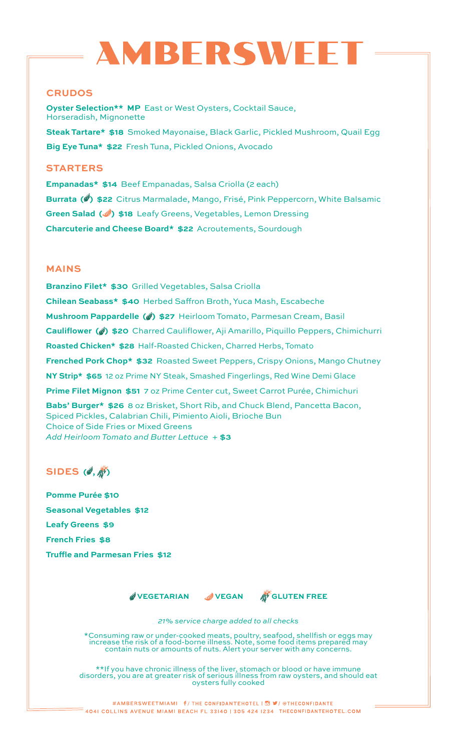# AMBERSWEET

## CRUDOS

**Oyster Selection\*\* MP** East or West Oysters, Cocktail Sauce, Horseradish, Mignonette

**Steak Tartare* $18** Smoked Mayonaise, Black Garlic, Pickled Mushroom, Quail Egg

**Big Eye Tuna* $22** Fresh Tuna, Pickled Onions, Avocado

## STARTERS

**Empanadas* $14** Beef Empanadas, Salsa Criolla (2 each)

**Burrata (Vegetarian) $22** Citrus Marmalade, Mango, Frisé, Pink Peppercorn, White Balsamic

**Green Salad (Vegan) $18** Leafy Greens, Vegetables, Lemon Dressing

**Charcuterie and Cheese Board* $22** Acroutements, Sourdough

## MAINS

**Branzino Filet* $30** Grilled Vegetables, Salsa Criolla

**Chilean Seabass* $40** Herbed Saffron Broth, Yuca Mash, Escabeche

**Mushroom Pappardelle (Vegetarian) $27** Heirloom Tomato, Parmesan Cream, Basil

**Cauliflower (Vegetarian) $20** Charred Cauliflower, Aji Amarillo, Piquillo Peppers, Chimichurri

**Roasted Chicken* $28** Half-Roasted Chicken, Charred Herbs, Tomato

**Frenched Pork Chop* $32** Roasted Sweet Peppers, Crispy Onions, Mango Chutney

**NY Strip* $65** 12 oz Prime NY Steak, Smashed Fingerlings, Red Wine Demi Glace

**Prime Filet Mignon $51** 7 oz Prime Center cut, Sweet Carrot Purée, Chimichuri

**Babs' Burger* $26** 8 oz Brisket, Short Rib, and Chuck Blend, Pancetta Bacon, Spiced Pickles, Calabrian Chili, Pimiento Aioli, Brioche Bun
Choice of Side Fries or Mixed Greens
*Add Heirloom Tomato and Butter Lettuce* + **$3**

## SIDES (Vegetarian, Gluten Free)

**Pomme Purée $10**

**Seasonal Vegetables $12**

**Leafy Greens $9**

**French Fries $8**

**Truffle and Parmesan Fries $12**

**VEGETARIAN** **VEGAN** **GLUTEN FREE**

*21% service charge added to all checks*

*Consuming raw or under-cooked meats, poultry, seafood, shellfish or eggs may increase the risk of a food-borne illness. Note, some food items prepared may contain nuts or amounts of nuts. Alert your server with any concerns.

**If you have chronic illness of the liver, stomach or blood or have immune disorders, you are at greater risk of serious illness from raw oysters, and should eat oysters fully cooked

#AMBERSWEETMIAMI f / THE CONFIDANTEHOTEL | @THECONFIDANTE
4041 COLLINS AVENUE MIAMI BEACH FL 33140 | 305 424 1234 THECONFIDANTEHOTEL.COM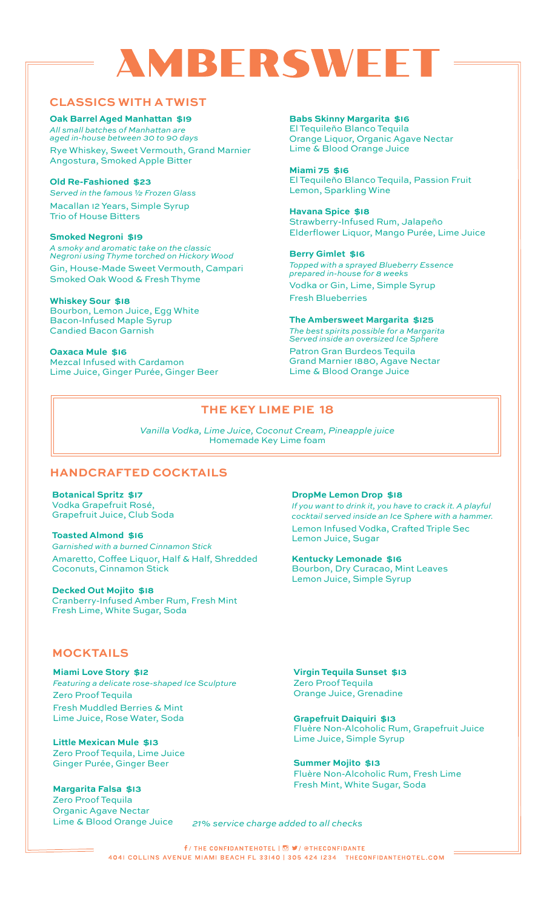# AMBERSWEET

## CLASSICS WITH A TWIST

**Oak Barrel Aged Manhattan $19**
*All small batches of Manhattan are aged in-house between 30 to 90 days*
Rye Whiskey, Sweet Vermouth, Grand Marnier
Angostura, Smoked Apple Bitter

**Old Re-Fashioned $23**
*Served in the famous ½ Frozen Glass*
Macallan 12 Years, Simple Syrup
Trio of House Bitters

**Smoked Negroni $19**
*A smoky and aromatic take on the classic Negroni using Thyme torched on Hickory Wood*
Gin, House-Made Sweet Vermouth, Campari
Smoked Oak Wood & Fresh Thyme

**Whiskey Sour $18**
Bourbon, Lemon Juice, Egg White
Bacon-Infused Maple Syrup
Candied Bacon Garnish

**Oaxaca Mule $16**
Mezcal Infused with Cardamon
Lime Juice, Ginger Purée, Ginger Beer

**Babs Skinny Margarita $16**
El Tequileño Blanco Tequila
Orange Liquor, Organic Agave Nectar
Lime & Blood Orange Juice

**Miami 75 $16**
El Tequileño Blanco Tequila, Passion Fruit
Lemon, Sparkling Wine

**Havana Spice $18**
Strawberry-Infused Rum, Jalapeño
Elderflower Liquor, Mango Purée, Lime Juice

**Berry Gimlet $16**
*Topped with a sprayed Blueberry Essence prepared in-house for 8 weeks*
Vodka or Gin, Lime, Simple Syrup
Fresh Blueberries

**The Ambersweet Margarita $125**
*The best spirits possible for a Margarita Served inside an oversized Ice Sphere*
Patron Gran Burdeos Tequila
Grand Marnier 1880, Agave Nectar
Lime & Blood Orange Juice

## THE KEY LIME PIE 18

*Vanilla Vodka, Lime Juice, Coconut Cream, Pineapple juice*
Homemade Key Lime foam

## HANDCRAFTED COCKTAILS

**Botanical Spritz $17**
Vodka Grapefruit Rosé,
Grapefruit Juice, Club Soda

**Toasted Almond $16**
*Garnished with a burned Cinnamon Stick*
Amaretto, Coffee Liquor, Half & Half, Shredded Coconuts, Cinnamon Stick

**Decked Out Mojito $18**
Cranberry-Infused Amber Rum, Fresh Mint
Fresh Lime, White Sugar, Soda

**DropMe Lemon Drop $18**
*If you want to drink it, you have to crack it. A playful cocktail served inside an Ice Sphere with a hammer.*
Lemon Infused Vodka, Crafted Triple Sec
Lemon Juice, Sugar

**Kentucky Lemonade $16**
Bourbon, Dry Curacao, Mint Leaves
Lemon Juice, Simple Syrup

## MOCKTAILS

**Miami Love Story $12**
*Featuring a delicate rose-shaped Ice Sculpture*
Zero Proof Tequila
Fresh Muddled Berries & Mint
Lime Juice, Rose Water, Soda

**Little Mexican Mule $13**
Zero Proof Tequila, Lime Juice
Ginger Purée, Ginger Beer

**Margarita Falsa $13**
Zero Proof Tequila
Organic Agave Nectar
Lime & Blood Orange Juice

**Virgin Tequila Sunset $13**
Zero Proof Tequila
Orange Juice, Grenadine

**Grapefruit Daiquiri $13**
Fluère Non-Alcoholic Rum, Grapefruit Juice
Lime Juice, Simple Syrup

**Summer Mojito $13**
Fluère Non-Alcoholic Rum, Fresh Lime
Fresh Mint, White Sugar, Soda

*21% service charge added to all checks*

f / THE CONFIDANTEHOTEL | / @THECONFIDANTE
4041 COLLINS AVENUE MIAMI BEACH FL 33140 | 305 424 1234 THECONFIDANTEHOTEL.COM